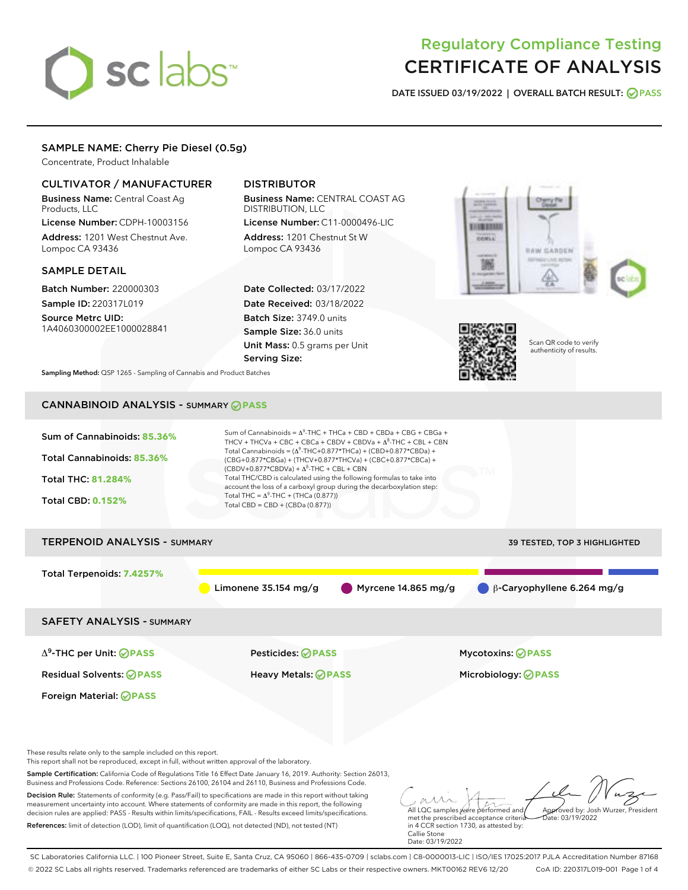# Regulatory Compliance Testing
# CERTIFICATE OF ANALYSIS

**DATE ISSUED 03/19/2022 | OVERALL BATCH RESULT: PASS**

## SAMPLE NAME: Cherry Pie Diesel (0.5g)

Concentrate, Product Inhalable

### CULTIVATOR / MANUFACTURER

**Business Name:** Central Coast Ag Products, LLC
**License Number:** CDPH-10003156
**Address:** 1201 West Chestnut Ave. Lompoc CA 93436

### DISTRIBUTOR

**Business Name:** CENTRAL COAST AG DISTRIBUTION, LLC
**License Number:** C11-0000496-LIC
**Address:** 1201 Chestnut St W Lompoc CA 93436

### SAMPLE DETAIL

**Batch Number:** 220000303
**Sample ID:** 220317L019
**Source Metrc UID:** 1A4060300002EE1000028841

**Date Collected:** 03/17/2022
**Date Received:** 03/18/2022
**Batch Size:** 3749.0 units
**Sample Size:** 36.0 units
**Unit Mass:** 0.5 grams per Unit
**Serving Size:**

Scan QR code to verify authenticity of results.

**Sampling Method:** QSP 1265 - Sampling of Cannabis and Product Batches

## CANNABINOID ANALYSIS - SUMMARY PASS

**Sum of Cannabinoids:** 85.36%
**Total Cannabinoids:** 85.36%
**Total THC:** 81.284%
**Total CBD:** 0.152%

Sum of Cannabinoids = $\Delta^9$-THC + THCa + CBD + CBDa + CBG + CBGa + THCV + THCVa + CBC + CBCa + CBDV + CBDVa + $\Delta^8$-THC + CBL + CBN
Total Cannabinoids = ($\Delta^9$-THC+0.877*THCa) + (CBD+0.877*CBDa) + (CBG+0.877*CBGa) + (THCV+0.877*THCVa) + (CBC+0.877*CBCa) + (CBDV+0.877*CBDVa) + $\Delta^8$-THC + CBL + CBN
Total THC/CBD is calculated using the following formulas to take into account the loss of a carboxyl group during the decarboxylation step:
Total THC = $\Delta^9$-THC + (THCa (0.877))
Total CBD = CBD + (CBDa (0.877))

## TERPENOID ANALYSIS - SUMMARY

39 TESTED, TOP 3 HIGHLIGHTED

**Total Terpenoids:** 7.4257%

Limonene 35.154 mg/g | Myrcene 14.865 mg/g | β-Caryophyllene 6.264 mg/g

## SAFETY ANALYSIS - SUMMARY

| | | |
|---|---|---|
| $\Delta^9$-THC per Unit: PASS | Pesticides: PASS | Mycotoxins: PASS |
| Residual Solvents: PASS | Heavy Metals: PASS | Microbiology: PASS |
| Foreign Material: PASS | | |

These results relate only to the sample included on this report.
This report shall not be reproduced, except in full, without written approval of the laboratory.

**Sample Certification:** California Code of Regulations Title 16 Effect Date January 16, 2019. Authority: Section 26013, Business and Professions Code. Reference: Sections 26100, 26104 and 26110, Business and Professions Code.

**Decision Rule:** Statements of conformity (e.g. Pass/Fail) to specifications are made in this report without taking measurement uncertainty into account. Where statements of conformity are made in this report, the following decision rules are applied: PASS - Results within limits/specifications, FAIL - Results exceed limits/specifications.

**References:** limit of detection (LOD), limit of quantification (LOQ), not detected (ND), not tested (NT)

All LQC samples were performed and met the prescribed acceptance criteria in 4 CCR section 1730, as attested by: Callie Stone
Date: 03/19/2022

Approved by: Josh Wurzer, President
Date: 03/19/2022

SC Laboratories California LLC. | 100 Pioneer Street, Suite E, Santa Cruz, CA 95060 | 866-435-0709 | sclabs.com | C8-0000013-LIC | ISO/IES 17025:2017 PJLA Accreditation Number 87168
© 2022 SC Labs all rights reserved. Trademarks referenced are trademarks of either SC Labs or their respective owners. MKT00162 REV6 12/20 CoA ID: 220317L019-001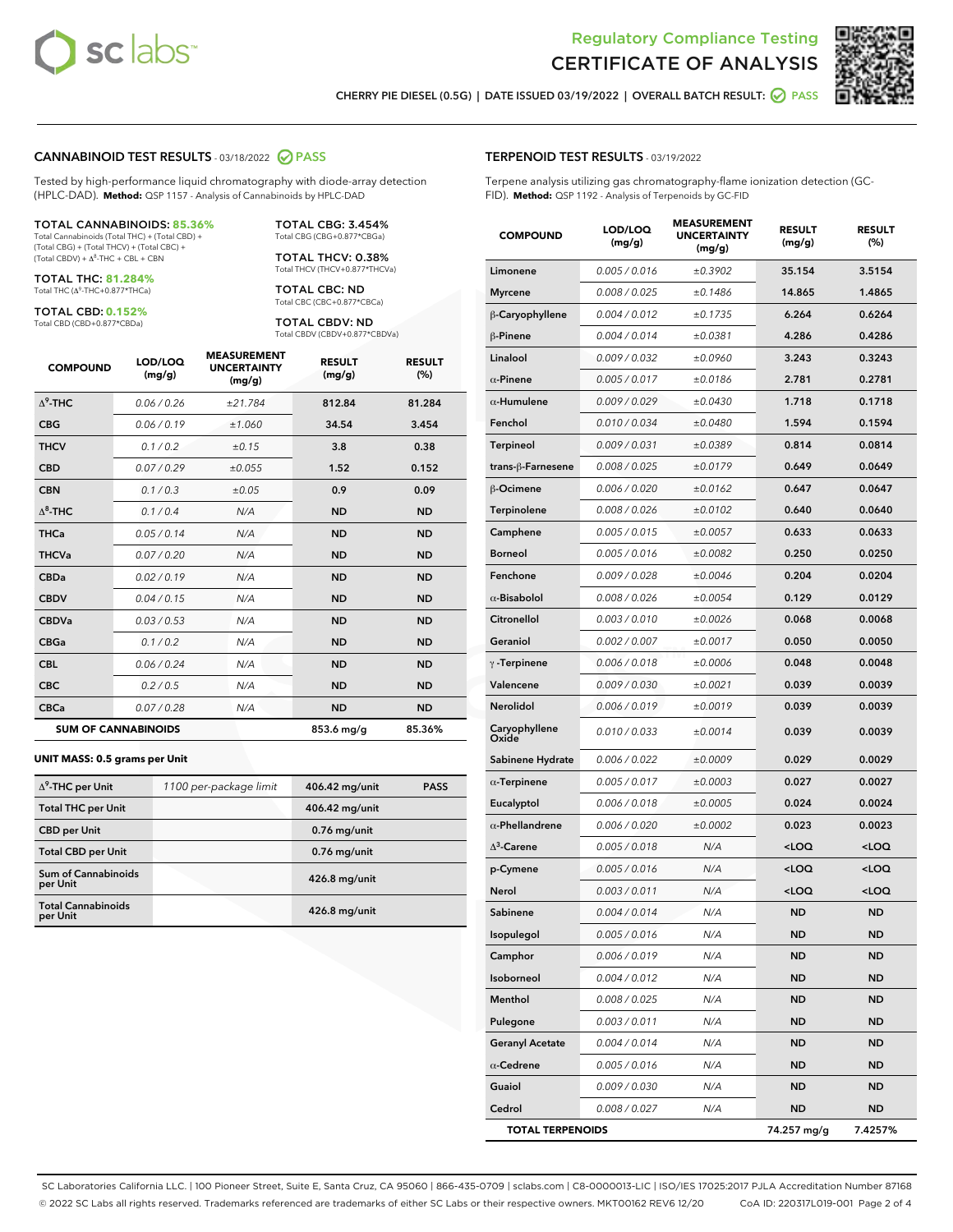Regulatory Compliance Testing

# CERTIFICATE OF ANALYSIS

CHERRY PIE DIESEL (0.5G) | DATE ISSUED 03/19/2022 | OVERALL BATCH RESULT: PASS

## CANNABINOID TEST RESULTS - 03/18/2022 PASS

Tested by high-performance liquid chromatography with diode-array detection (HPLC-DAD). **Method:** QSP 1157 - Analysis of Cannabinoids by HPLC-DAD

**TOTAL CANNABINOIDS: 85.36%**
Total Cannabinoids (Total THC) + (Total CBD) + (Total CBG) + (Total THCV) + (Total CBC) + (Total CBDV) + Δ8-THC + CBL + CBN

**TOTAL THC: 81.284%**
Total THC (Δ9-THC+0.877*THCa)

**TOTAL CBD: 0.152%**
Total CBD (CBD+0.877*CBDa)

**TOTAL CBG: 3.454%**
Total CBG (CBG+0.877*CBGa)

**TOTAL THCV: 0.38%**
Total THCV (THCV+0.877*THCVa)

**TOTAL CBC: ND**
Total CBC (CBC+0.877*CBCa)

**TOTAL CBDV: ND**
Total CBDV (CBDV+0.877*CBDVa)

| COMPOUND | LOD/LOQ (mg/g) | MEASUREMENT UNCERTAINTY (mg/g) | RESULT (mg/g) | RESULT (%) |
|---|---|---|---|---|
| Δ9-THC | 0.06 / 0.26 | ±21.784 | 812.84 | 81.284 |
| CBG | 0.06 / 0.19 | ±1.060 | 34.54 | 3.454 |
| THCV | 0.1 / 0.2 | ±0.15 | 3.8 | 0.38 |
| CBD | 0.07 / 0.29 | ±0.055 | 1.52 | 0.152 |
| CBN | 0.1 / 0.3 | ±0.05 | 0.9 | 0.09 |
| Δ8-THC | 0.1 / 0.4 | N/A | ND | ND |
| THCa | 0.05 / 0.14 | N/A | ND | ND |
| THCVa | 0.07 / 0.20 | N/A | ND | ND |
| CBDa | 0.02 / 0.19 | N/A | ND | ND |
| CBDV | 0.04 / 0.15 | N/A | ND | ND |
| CBDVa | 0.03 / 0.53 | N/A | ND | ND |
| CBGa | 0.1 / 0.2 | N/A | ND | ND |
| CBL | 0.06 / 0.24 | N/A | ND | ND |
| CBC | 0.2 / 0.5 | N/A | ND | ND |
| CBCa | 0.07 / 0.28 | N/A | ND | ND |
| **SUM OF CANNABINOIDS** | | | **853.6 mg/g** | **85.36%** |

### UNIT MASS: 0.5 grams per Unit

| | | | |
|---|---|---|---|
| Δ9-THC per Unit | 1100 per-package limit | 406.42 mg/unit | PASS |
| Total THC per Unit | | 406.42 mg/unit | |
| CBD per Unit | | 0.76 mg/unit | |
| Total CBD per Unit | | 0.76 mg/unit | |
| Sum of Cannabinoids per Unit | | 426.8 mg/unit | |
| Total Cannabinoids per Unit | | 426.8 mg/unit | |

## TERPENOID TEST RESULTS - 03/19/2022

Terpene analysis utilizing gas chromatography-flame ionization detection (GC-FID). **Method:** QSP 1192 - Analysis of Terpenoids by GC-FID

| COMPOUND | LOD/LOQ (mg/g) | MEASUREMENT UNCERTAINTY (mg/g) | RESULT (mg/g) | RESULT (%) |
|---|---|---|---|---|
| Limonene | 0.005 / 0.016 | ±0.3902 | 35.154 | 3.5154 |
| Myrcene | 0.008 / 0.025 | ±0.1486 | 14.865 | 1.4865 |
| β-Caryophyllene | 0.004 / 0.012 | ±0.1735 | 6.264 | 0.6264 |
| β-Pinene | 0.004 / 0.014 | ±0.0381 | 4.286 | 0.4286 |
| Linalool | 0.009 / 0.032 | ±0.0960 | 3.243 | 0.3243 |
| α-Pinene | 0.005 / 0.017 | ±0.0186 | 2.781 | 0.2781 |
| α-Humulene | 0.009 / 0.029 | ±0.0430 | 1.718 | 0.1718 |
| Fenchol | 0.010 / 0.034 | ±0.0480 | 1.594 | 0.1594 |
| Terpineol | 0.009 / 0.031 | ±0.0389 | 0.814 | 0.0814 |
| trans-β-Farnesene | 0.008 / 0.025 | ±0.0179 | 0.649 | 0.0649 |
| β-Ocimene | 0.006 / 0.020 | ±0.0162 | 0.647 | 0.0647 |
| Terpinolene | 0.008 / 0.026 | ±0.0102 | 0.640 | 0.0640 |
| Camphene | 0.005 / 0.015 | ±0.0057 | 0.633 | 0.0633 |
| Borneol | 0.005 / 0.016 | ±0.0082 | 0.250 | 0.0250 |
| Fenchone | 0.009 / 0.028 | ±0.0046 | 0.204 | 0.0204 |
| α-Bisabolol | 0.008 / 0.026 | ±0.0054 | 0.129 | 0.0129 |
| Citronellol | 0.003 / 0.010 | ±0.0026 | 0.068 | 0.0068 |
| Geraniol | 0.002 / 0.007 | ±0.0017 | 0.050 | 0.0050 |
| γ-Terpinene | 0.006 / 0.018 | ±0.0006 | 0.048 | 0.0048 |
| Valencene | 0.009 / 0.030 | ±0.0021 | 0.039 | 0.0039 |
| Nerolidol | 0.006 / 0.019 | ±0.0019 | 0.039 | 0.0039 |
| Caryophyllene Oxide | 0.010 / 0.033 | ±0.0014 | 0.039 | 0.0039 |
| Sabinene Hydrate | 0.006 / 0.022 | ±0.0009 | 0.029 | 0.0029 |
| α-Terpinene | 0.005 / 0.017 | ±0.0003 | 0.027 | 0.0027 |
| Eucalyptol | 0.006 / 0.018 | ±0.0005 | 0.024 | 0.0024 |
| α-Phellandrene | 0.006 / 0.020 | ±0.0002 | 0.023 | 0.0023 |
| Δ3-Carene | 0.005 / 0.018 | N/A | <LOQ | <LOQ |
| p-Cymene | 0.005 / 0.016 | N/A | <LOQ | <LOQ |
| Nerol | 0.003 / 0.011 | N/A | <LOQ | <LOQ |
| Sabinene | 0.004 / 0.014 | N/A | ND | ND |
| Isopulegol | 0.005 / 0.016 | N/A | ND | ND |
| Camphor | 0.006 / 0.019 | N/A | ND | ND |
| Isoborneol | 0.004 / 0.012 | N/A | ND | ND |
| Menthol | 0.008 / 0.025 | N/A | ND | ND |
| Pulegone | 0.003 / 0.011 | N/A | ND | ND |
| Geranyl Acetate | 0.004 / 0.014 | N/A | ND | ND |
| α-Cedrene | 0.005 / 0.016 | N/A | ND | ND |
| Guaiol | 0.009 / 0.030 | N/A | ND | ND |
| Cedrol | 0.008 / 0.027 | N/A | ND | ND |
| **TOTAL TERPENOIDS** | | | **74.257 mg/g** | **7.4257%** |

SC Laboratories California LLC. | 100 Pioneer Street, Suite E, Santa Cruz, CA 95060 | 866-435-0709 | sclabs.com | C8-0000013-LIC | ISO/IES 17025:2017 PJLA Accreditation Number 87168
© 2022 SC Labs all rights reserved. Trademarks referenced are trademarks of either SC Labs or their respective owners. MKT00162 REV6 12/20 CoA ID: 220317L019-001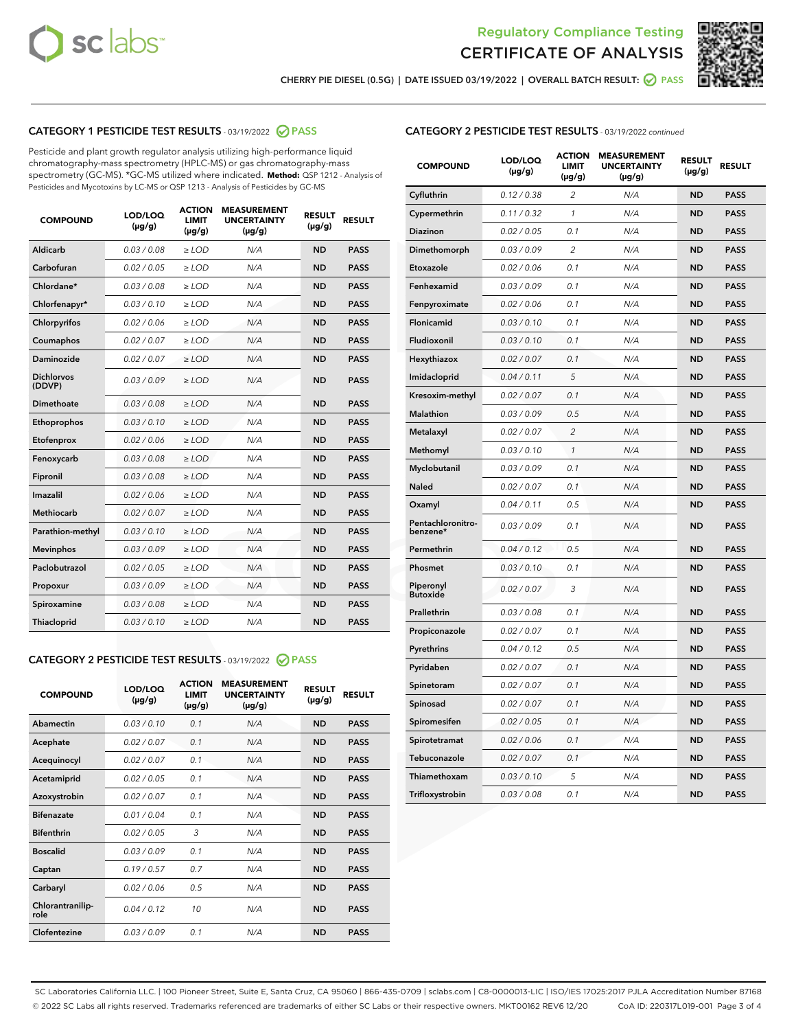# Regulatory Compliance Testing
# CERTIFICATE OF ANALYSIS

CHERRY PIE DIESEL (0.5G) | DATE ISSUED 03/19/2022 | OVERALL BATCH RESULT: PASS

## CATEGORY 1 PESTICIDE TEST RESULTS - 03/19/2022 PASS

Pesticide and plant growth regulator analysis utilizing high-performance liquid chromatography-mass spectrometry (HPLC-MS) or gas chromatography-mass spectrometry (GC-MS). *GC-MS utilized where indicated. **Method:** QSP 1212 - Analysis of Pesticides and Mycotoxins by LC-MS or QSP 1213 - Analysis of Pesticides by GC-MS

| COMPOUND | LOD/LOQ (μg/g) | ACTION LIMIT (μg/g) | MEASUREMENT UNCERTAINTY (μg/g) | RESULT (μg/g) | RESULT |
|---|---|---|---|---|---|
| Aldicarb | 0.03 / 0.08 | ≥ LOD | N/A | ND | PASS |
| Carbofuran | 0.02 / 0.05 | ≥ LOD | N/A | ND | PASS |
| Chlordane* | 0.03 / 0.08 | ≥ LOD | N/A | ND | PASS |
| Chlorfenapyr* | 0.03 / 0.10 | ≥ LOD | N/A | ND | PASS |
| Chlorpyrifos | 0.02 / 0.06 | ≥ LOD | N/A | ND | PASS |
| Coumaphos | 0.02 / 0.07 | ≥ LOD | N/A | ND | PASS |
| Daminozide | 0.02 / 0.07 | ≥ LOD | N/A | ND | PASS |
| Dichlorvos (DDVP) | 0.03 / 0.09 | ≥ LOD | N/A | ND | PASS |
| Dimethoate | 0.03 / 0.08 | ≥ LOD | N/A | ND | PASS |
| Ethoprophos | 0.03 / 0.10 | ≥ LOD | N/A | ND | PASS |
| Etofenprox | 0.02 / 0.06 | ≥ LOD | N/A | ND | PASS |
| Fenoxycarb | 0.03 / 0.08 | ≥ LOD | N/A | ND | PASS |
| Fipronil | 0.03 / 0.08 | ≥ LOD | N/A | ND | PASS |
| Imazalil | 0.02 / 0.06 | ≥ LOD | N/A | ND | PASS |
| Methiocarb | 0.02 / 0.07 | ≥ LOD | N/A | ND | PASS |
| Parathion-methyl | 0.03 / 0.10 | ≥ LOD | N/A | ND | PASS |
| Mevinphos | 0.03 / 0.09 | ≥ LOD | N/A | ND | PASS |
| Paclobutrazol | 0.02 / 0.05 | ≥ LOD | N/A | ND | PASS |
| Propoxur | 0.03 / 0.09 | ≥ LOD | N/A | ND | PASS |
| Spiroxamine | 0.03 / 0.08 | ≥ LOD | N/A | ND | PASS |
| Thiacloprid | 0.03 / 0.10 | ≥ LOD | N/A | ND | PASS |

## CATEGORY 2 PESTICIDE TEST RESULTS - 03/19/2022 PASS

| COMPOUND | LOD/LOQ (μg/g) | ACTION LIMIT (μg/g) | MEASUREMENT UNCERTAINTY (μg/g) | RESULT (μg/g) | RESULT |
|---|---|---|---|---|---|
| Abamectin | 0.03 / 0.10 | 0.1 | N/A | ND | PASS |
| Acephate | 0.02 / 0.07 | 0.1 | N/A | ND | PASS |
| Acequinocyl | 0.02 / 0.07 | 0.1 | N/A | ND | PASS |
| Acetamiprid | 0.02 / 0.05 | 0.1 | N/A | ND | PASS |
| Azoxystrobin | 0.02 / 0.07 | 0.1 | N/A | ND | PASS |
| Bifenazate | 0.01 / 0.04 | 0.1 | N/A | ND | PASS |
| Bifenthrin | 0.02 / 0.05 | 3 | N/A | ND | PASS |
| Boscalid | 0.03 / 0.09 | 0.1 | N/A | ND | PASS |
| Captan | 0.19 / 0.57 | 0.7 | N/A | ND | PASS |
| Carbaryl | 0.02 / 0.06 | 0.5 | N/A | ND | PASS |
| Chlorantraniliprole | 0.04 / 0.12 | 10 | N/A | ND | PASS |
| Clofentezine | 0.03 / 0.09 | 0.1 | N/A | ND | PASS |
| Cyfluthrin | 0.12 / 0.38 | 2 | N/A | ND | PASS |
| Cypermethrin | 0.11 / 0.32 | 1 | N/A | ND | PASS |
| Diazinon | 0.02 / 0.05 | 0.1 | N/A | ND | PASS |
| Dimethomorph | 0.03 / 0.09 | 2 | N/A | ND | PASS |
| Etoxazole | 0.02 / 0.06 | 0.1 | N/A | ND | PASS |
| Fenhexamid | 0.03 / 0.09 | 0.1 | N/A | ND | PASS |
| Fenpyroximate | 0.02 / 0.06 | 0.1 | N/A | ND | PASS |
| Flonicamid | 0.03 / 0.10 | 0.1 | N/A | ND | PASS |
| Fludioxonil | 0.03 / 0.10 | 0.1 | N/A | ND | PASS |
| Hexythiazox | 0.02 / 0.07 | 0.1 | N/A | ND | PASS |
| Imidacloprid | 0.04 / 0.11 | 5 | N/A | ND | PASS |
| Kresoxim-methyl | 0.02 / 0.07 | 0.1 | N/A | ND | PASS |
| Malathion | 0.03 / 0.09 | 0.5 | N/A | ND | PASS |
| Metalaxyl | 0.02 / 0.07 | 2 | N/A | ND | PASS |
| Methomyl | 0.03 / 0.10 | 1 | N/A | ND | PASS |
| Myclobutanil | 0.03 / 0.09 | 0.1 | N/A | ND | PASS |
| Naled | 0.02 / 0.07 | 0.1 | N/A | ND | PASS |
| Oxamyl | 0.04 / 0.11 | 0.5 | N/A | ND | PASS |
| Pentachloronitrobenzene* | 0.03 / 0.09 | 0.1 | N/A | ND | PASS |
| Permethrin | 0.04 / 0.12 | 0.5 | N/A | ND | PASS |
| Phosmet | 0.03 / 0.10 | 0.1 | N/A | ND | PASS |
| Piperonyl Butoxide | 0.02 / 0.07 | 3 | N/A | ND | PASS |
| Prallethrin | 0.03 / 0.08 | 0.1 | N/A | ND | PASS |
| Propiconazole | 0.02 / 0.07 | 0.1 | N/A | ND | PASS |
| Pyrethrins | 0.04 / 0.12 | 0.5 | N/A | ND | PASS |
| Pyridaben | 0.02 / 0.07 | 0.1 | N/A | ND | PASS |
| Spinetoram | 0.02 / 0.07 | 0.1 | N/A | ND | PASS |
| Spinosad | 0.02 / 0.07 | 0.1 | N/A | ND | PASS |
| Spiromesifen | 0.02 / 0.05 | 0.1 | N/A | ND | PASS |
| Spirotetramat | 0.02 / 0.06 | 0.1 | N/A | ND | PASS |
| Tebuconazole | 0.02 / 0.07 | 0.1 | N/A | ND | PASS |
| Thiamethoxam | 0.03 / 0.10 | 5 | N/A | ND | PASS |
| Trifloxystrobin | 0.03 / 0.08 | 0.1 | N/A | ND | PASS |

SC Laboratories California LLC. | 100 Pioneer Street, Suite E, Santa Cruz, CA 95060 | 866-435-0709 | sclabs.com | C8-0000013-LIC | ISO/IES 17025:2017 PJLA Accreditation Number 87168
© 2022 SC Labs all rights reserved. Trademarks referenced are trademarks of either SC Labs or their respective owners. MKT00162 REV6 12/20 CoA ID: 220317L019-001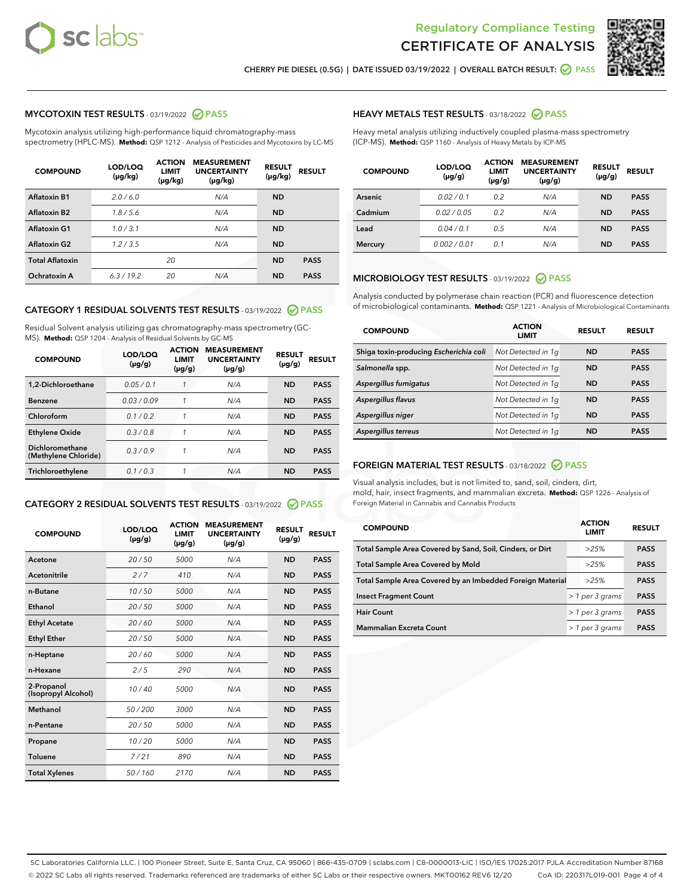Regulatory Compliance Testing

# CERTIFICATE OF ANALYSIS

CHERRY PIE DIESEL (0.5G) | DATE ISSUED 03/19/2022 | OVERALL BATCH RESULT: PASS

## MYCOTOXIN TEST RESULTS - 03/19/2022 PASS

Mycotoxin analysis utilizing high-performance liquid chromatography-mass spectrometry (HPLC-MS). **Method:** QSP 1212 - Analysis of Pesticides and Mycotoxins by LC-MS

| COMPOUND | LOD/LOQ (µg/kg) | ACTION LIMIT (µg/kg) | MEASUREMENT UNCERTAINTY (µg/kg) | RESULT (µg/kg) | RESULT |
|---|---|---|---|---|---|
| Aflatoxin B1 | 2.0 / 6.0 | | N/A | ND | |
| Aflatoxin B2 | 1.8 / 5.6 | | N/A | ND | |
| Aflatoxin G1 | 1.0 / 3.1 | | N/A | ND | |
| Aflatoxin G2 | 1.2 / 3.5 | | N/A | ND | |
| Total Aflatoxin | | 20 | | ND | PASS |
| Ochratoxin A | 6.3 / 19.2 | 20 | N/A | ND | PASS |

## CATEGORY 1 RESIDUAL SOLVENTS TEST RESULTS - 03/19/2022 PASS

Residual Solvent analysis utilizing gas chromatography-mass spectrometry (GC-MS). **Method:** QSP 1204 - Analysis of Residual Solvents by GC-MS

| COMPOUND | LOD/LOQ (µg/g) | ACTION LIMIT (µg/g) | MEASUREMENT UNCERTAINTY (µg/g) | RESULT (µg/g) | RESULT |
|---|---|---|---|---|---|
| 1,2-Dichloroethane | 0.05 / 0.1 | 1 | N/A | ND | PASS |
| Benzene | 0.03 / 0.09 | 1 | N/A | ND | PASS |
| Chloroform | 0.1 / 0.2 | 1 | N/A | ND | PASS |
| Ethylene Oxide | 0.3 / 0.8 | 1 | N/A | ND | PASS |
| Dichloromethane (Methylene Chloride) | 0.3 / 0.9 | 1 | N/A | ND | PASS |
| Trichloroethylene | 0.1 / 0.3 | 1 | N/A | ND | PASS |

## CATEGORY 2 RESIDUAL SOLVENTS TEST RESULTS - 03/19/2022 PASS

| COMPOUND | LOD/LOQ (µg/g) | ACTION LIMIT (µg/g) | MEASUREMENT UNCERTAINTY (µg/g) | RESULT (µg/g) | RESULT |
|---|---|---|---|---|---|
| Acetone | 20 / 50 | 5000 | N/A | ND | PASS |
| Acetonitrile | 2 / 7 | 410 | N/A | ND | PASS |
| n-Butane | 10 / 50 | 5000 | N/A | ND | PASS |
| Ethanol | 20 / 50 | 5000 | N/A | ND | PASS |
| Ethyl Acetate | 20 / 60 | 5000 | N/A | ND | PASS |
| Ethyl Ether | 20 / 50 | 5000 | N/A | ND | PASS |
| n-Heptane | 20 / 60 | 5000 | N/A | ND | PASS |
| n-Hexane | 2 / 5 | 290 | N/A | ND | PASS |
| 2-Propanol (Isopropyl Alcohol) | 10 / 40 | 5000 | N/A | ND | PASS |
| Methanol | 50 / 200 | 3000 | N/A | ND | PASS |
| n-Pentane | 20 / 50 | 5000 | N/A | ND | PASS |
| Propane | 10 / 20 | 5000 | N/A | ND | PASS |
| Toluene | 7 / 21 | 890 | N/A | ND | PASS |
| Total Xylenes | 50 / 160 | 2170 | N/A | ND | PASS |

## HEAVY METALS TEST RESULTS - 03/18/2022 PASS

Heavy metal analysis utilizing inductively coupled plasma-mass spectrometry (ICP-MS). **Method:** QSP 1160 - Analysis of Heavy Metals by ICP-MS

| COMPOUND | LOD/LOQ (µg/g) | ACTION LIMIT (µg/g) | MEASUREMENT UNCERTAINTY (µg/g) | RESULT (µg/g) | RESULT |
|---|---|---|---|---|---|
| Arsenic | 0.02 / 0.1 | 0.2 | N/A | ND | PASS |
| Cadmium | 0.02 / 0.05 | 0.2 | N/A | ND | PASS |
| Lead | 0.04 / 0.1 | 0.5 | N/A | ND | PASS |
| Mercury | 0.002 / 0.01 | 0.1 | N/A | ND | PASS |

## MICROBIOLOGY TEST RESULTS - 03/19/2022 PASS

Analysis conducted by polymerase chain reaction (PCR) and fluorescence detection of microbiological contaminants. **Method:** QSP 1221 - Analysis of Microbiological Contaminants

| COMPOUND | ACTION LIMIT | RESULT | RESULT |
|---|---|---|---|
| Shiga toxin-producing *Escherichia coli* | Not Detected in 1g | ND | PASS |
| *Salmonella* spp. | Not Detected in 1g | ND | PASS |
| *Aspergillus fumigatus* | Not Detected in 1g | ND | PASS |
| *Aspergillus flavus* | Not Detected in 1g | ND | PASS |
| *Aspergillus niger* | Not Detected in 1g | ND | PASS |
| *Aspergillus terreus* | Not Detected in 1g | ND | PASS |

## FOREIGN MATERIAL TEST RESULTS - 03/18/2022 PASS

Visual analysis includes, but is not limited to, sand, soil, cinders, dirt, mold, hair, insect fragments, and mammalian excreta. **Method:** QSP 1226 - Analysis of Foreign Material in Cannabis and Cannabis Products

| COMPOUND | ACTION LIMIT | RESULT |
|---|---|---|
| Total Sample Area Covered by Sand, Soil, Cinders, or Dirt | >25% | PASS |
| Total Sample Area Covered by Mold | >25% | PASS |
| Total Sample Area Covered by an Imbedded Foreign Material | >25% | PASS |
| Insect Fragment Count | > 1 per 3 grams | PASS |
| Hair Count | > 1 per 3 grams | PASS |
| Mammalian Excreta Count | > 1 per 3 grams | PASS |

SC Laboratories California LLC. | 100 Pioneer Street, Suite E, Santa Cruz, CA 95060 | 866-435-0709 | sclabs.com | C8-0000013-LIC | ISO/IES 17025:2017 PJLA Accreditation Number 87168
© 2022 SC Labs all rights reserved. Trademarks referenced are trademarks of either SC Labs or their respective owners. MKT00162 REV6 12/20 CoA ID: 220317L019-001